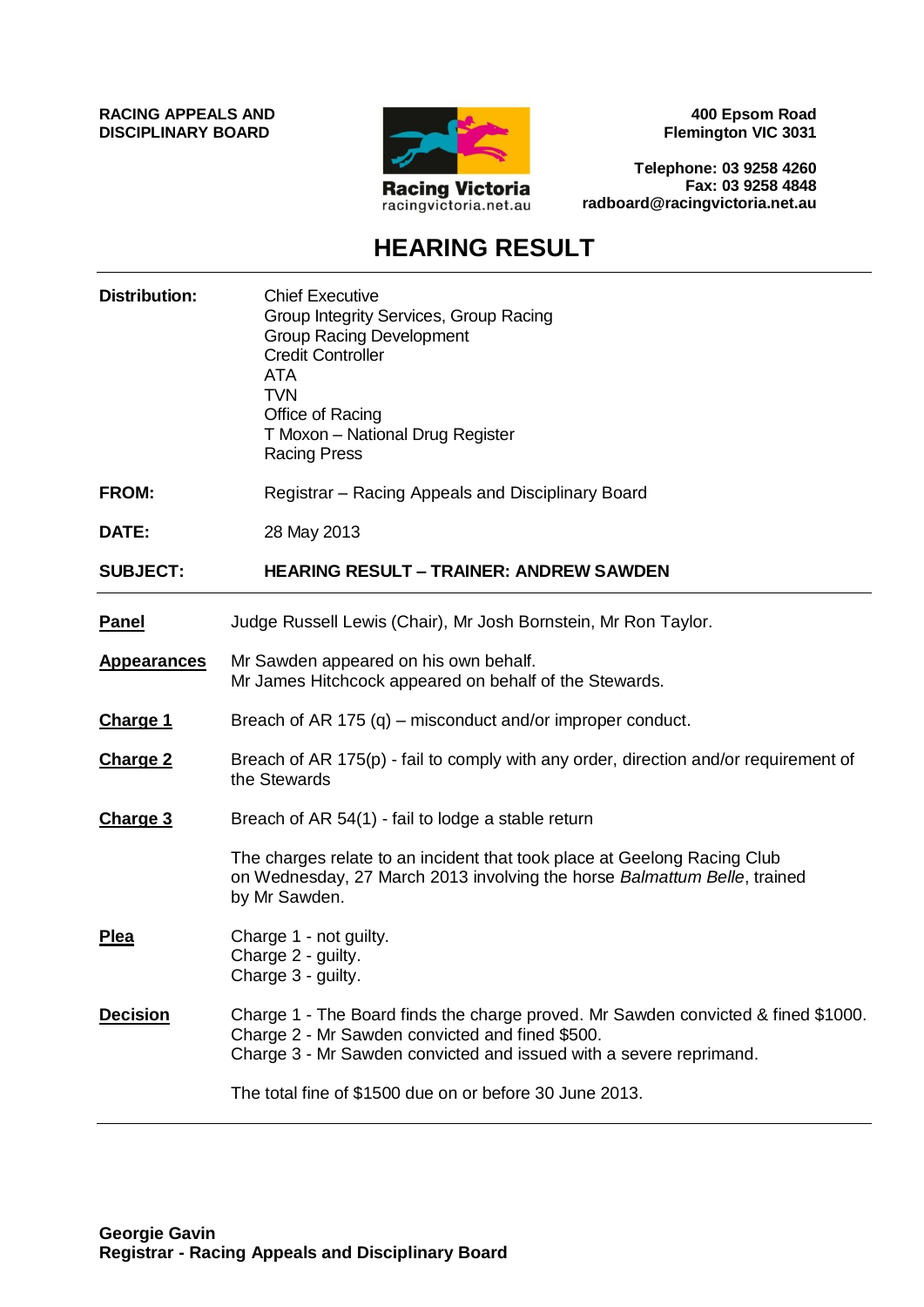**RACING APPEALS AND DISCIPLINARY BOARD**

Racing Victoria
racingvictoria.net.au

**400 Epsom Road**
**Flemington VIC 3031**

**Telephone: 03 9258 4260**
**Fax: 03 9258 4848**
**radboard@racingvictoria.net.au**

# HEARING RESULT

**Distribution:**
Chief Executive
Group Integrity Services, Group Racing
Group Racing Development
Credit Controller
ATA
TVN
Office of Racing
T Moxon – National Drug Register
Racing Press

**FROM:** Registrar – Racing Appeals and Disciplinary Board

**DATE:** 28 May 2013

**SUBJECT:** **HEARING RESULT – TRAINER: ANDREW SAWDEN**

---

**Panel**
Judge Russell Lewis (Chair), Mr Josh Bornstein, Mr Ron Taylor.

**Appearances**
Mr Sawden appeared on his own behalf.
Mr James Hitchcock appeared on behalf of the Stewards.

**Charge 1**
Breach of AR 175 (q) – misconduct and/or improper conduct.

**Charge 2**
Breach of AR 175(p) - fail to comply with any order, direction and/or requirement of the Stewards

**Charge 3**
Breach of AR 54(1) - fail to lodge a stable return

The charges relate to an incident that took place at Geelong Racing Club on Wednesday, 27 March 2013 involving the horse *Balmattum Belle*, trained by Mr Sawden.

**Plea**
Charge 1 - not guilty.
Charge 2 - guilty.
Charge 3 - guilty.

**Decision**
Charge 1 - The Board finds the charge proved. Mr Sawden convicted & fined $1000.
Charge 2 - Mr Sawden convicted and fined $500.
Charge 3 - Mr Sawden convicted and issued with a severe reprimand.

The total fine of $1500 due on or before 30 June 2013.

---

**Georgie Gavin**
**Registrar - Racing Appeals and Disciplinary Board**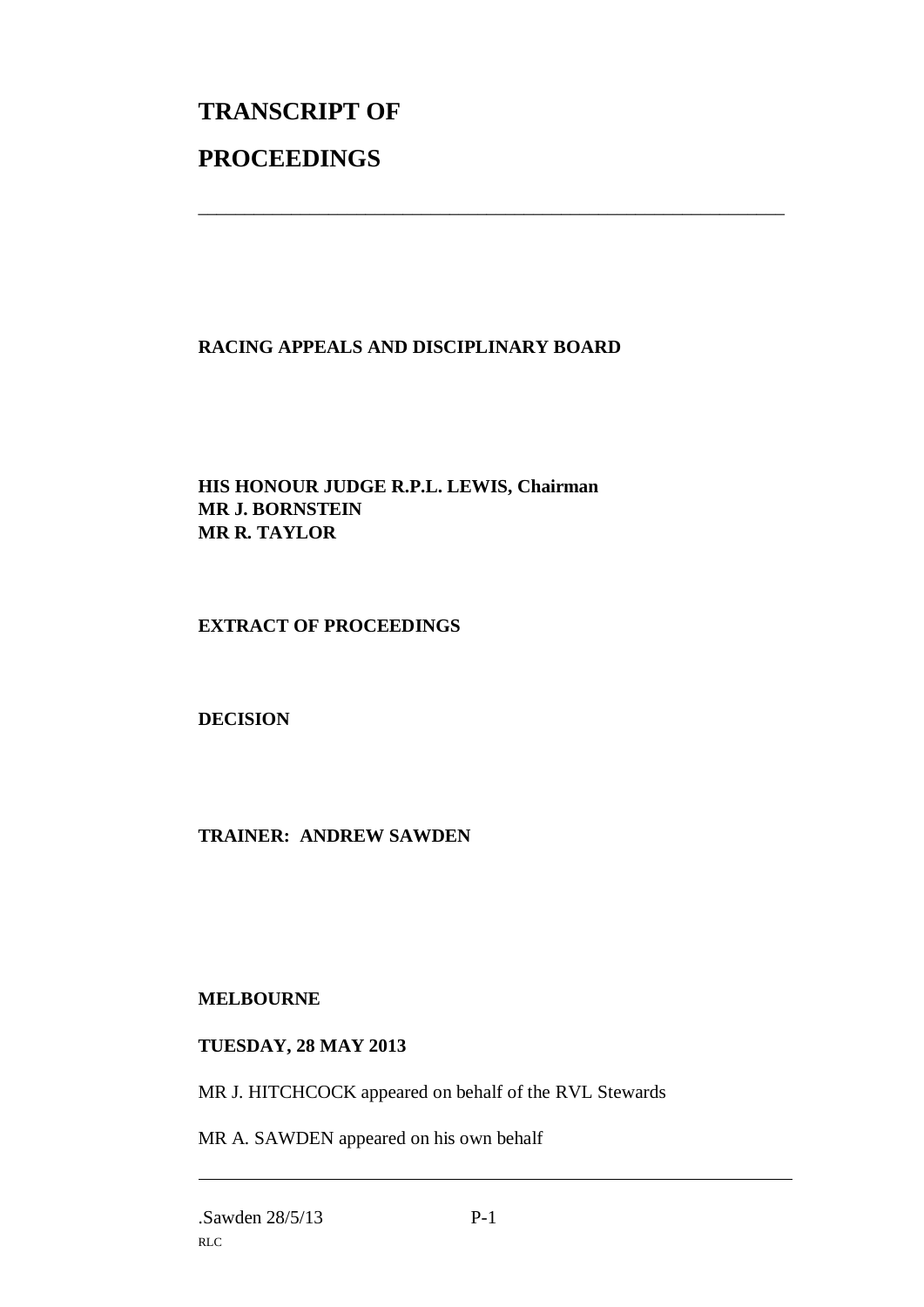# TRANSCRIPT OF

# PROCEEDINGS

---

**RACING APPEALS AND DISCIPLINARY BOARD**

**HIS HONOUR JUDGE R.P.L. LEWIS, Chairman**
**MR J. BORNSTEIN**
**MR R. TAYLOR**

**EXTRACT OF PROCEEDINGS**

**DECISION**

**TRAINER: ANDREW SAWDEN**

**MELBOURNE**

**TUESDAY, 28 MAY 2013**

MR J. HITCHCOCK appeared on behalf of the RVL Stewards

MR A. SAWDEN appeared on his own behalf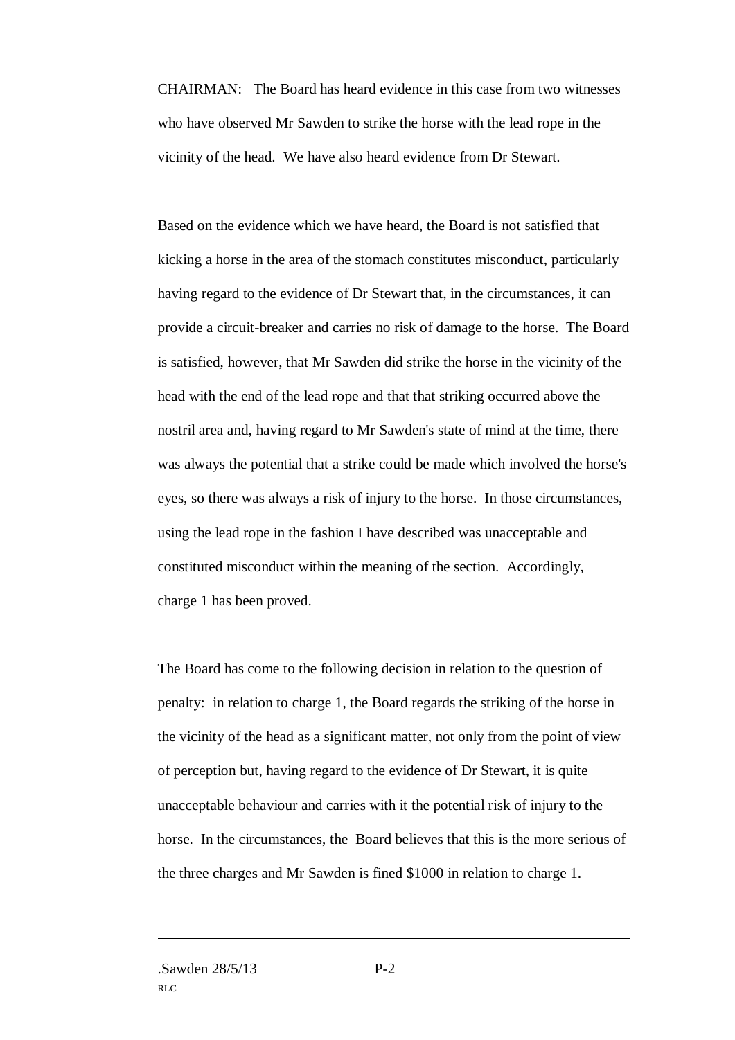CHAIRMAN: The Board has heard evidence in this case from two witnesses who have observed Mr Sawden to strike the horse with the lead rope in the vicinity of the head. We have also heard evidence from Dr Stewart.

Based on the evidence which we have heard, the Board is not satisfied that kicking a horse in the area of the stomach constitutes misconduct, particularly having regard to the evidence of Dr Stewart that, in the circumstances, it can provide a circuit-breaker and carries no risk of damage to the horse. The Board is satisfied, however, that Mr Sawden did strike the horse in the vicinity of the head with the end of the lead rope and that that striking occurred above the nostril area and, having regard to Mr Sawden's state of mind at the time, there was always the potential that a strike could be made which involved the horse's eyes, so there was always a risk of injury to the horse. In those circumstances, using the lead rope in the fashion I have described was unacceptable and constituted misconduct within the meaning of the section. Accordingly, charge 1 has been proved.

The Board has come to the following decision in relation to the question of penalty: in relation to charge 1, the Board regards the striking of the horse in the vicinity of the head as a significant matter, not only from the point of view of perception but, having regard to the evidence of Dr Stewart, it is quite unacceptable behaviour and carries with it the potential risk of injury to the horse. In the circumstances, the Board believes that this is the more serious of the three charges and Mr Sawden is fined $1000 in relation to charge 1.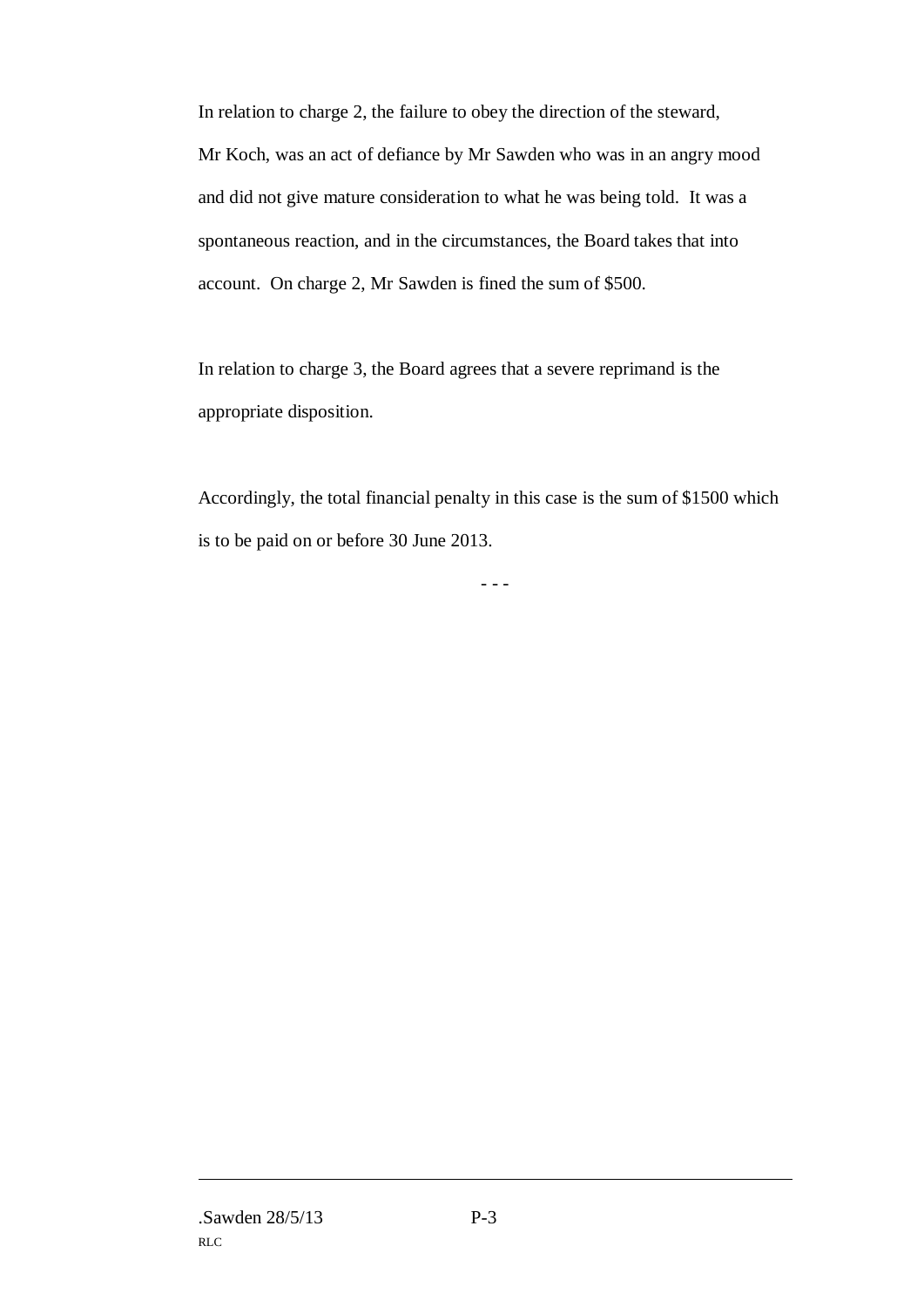In relation to charge 2, the failure to obey the direction of the steward, Mr Koch, was an act of defiance by Mr Sawden who was in an angry mood and did not give mature consideration to what he was being told. It was a spontaneous reaction, and in the circumstances, the Board takes that into account. On charge 2, Mr Sawden is fined the sum of $500.

In relation to charge 3, the Board agrees that a severe reprimand is the appropriate disposition.

Accordingly, the total financial penalty in this case is the sum of $1500 which is to be paid on or before 30 June 2013.

- - -